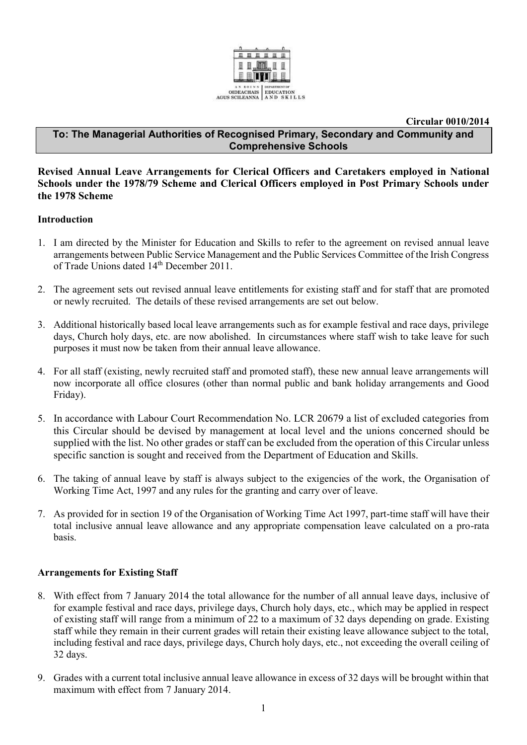AN ROINN OIDEACHAIS AGUS SCILEANNA | DEPARTMENT OF EDUCATION AND SKILLS

**Circular 0010/2014**

**To: The Managerial Authorities of Recognised Primary, Secondary and Community and Comprehensive Schools**

**Revised Annual Leave Arrangements for Clerical Officers and Caretakers employed in National Schools under the 1978/79 Scheme and Clerical Officers employed in Post Primary Schools under the 1978 Scheme**

**Introduction**

1. I am directed by the Minister for Education and Skills to refer to the agreement on revised annual leave arrangements between Public Service Management and the Public Services Committee of the Irish Congress of Trade Unions dated 14th December 2011.

2. The agreement sets out revised annual leave entitlements for existing staff and for staff that are promoted or newly recruited. The details of these revised arrangements are set out below.

3. Additional historically based local leave arrangements such as for example festival and race days, privilege days, Church holy days, etc. are now abolished. In circumstances where staff wish to take leave for such purposes it must now be taken from their annual leave allowance.

4. For all staff (existing, newly recruited staff and promoted staff), these new annual leave arrangements will now incorporate all office closures (other than normal public and bank holiday arrangements and Good Friday).

5. In accordance with Labour Court Recommendation No. LCR 20679 a list of excluded categories from this Circular should be devised by management at local level and the unions concerned should be supplied with the list. No other grades or staff can be excluded from the operation of this Circular unless specific sanction is sought and received from the Department of Education and Skills.

6. The taking of annual leave by staff is always subject to the exigencies of the work, the Organisation of Working Time Act, 1997 and any rules for the granting and carry over of leave.

7. As provided for in section 19 of the Organisation of Working Time Act 1997, part-time staff will have their total inclusive annual leave allowance and any appropriate compensation leave calculated on a pro-rata basis.

**Arrangements for Existing Staff**

8. With effect from 7 January 2014 the total allowance for the number of all annual leave days, inclusive of for example festival and race days, privilege days, Church holy days, etc., which may be applied in respect of existing staff will range from a minimum of 22 to a maximum of 32 days depending on grade. Existing staff while they remain in their current grades will retain their existing leave allowance subject to the total, including festival and race days, privilege days, Church holy days, etc., not exceeding the overall ceiling of 32 days.

9. Grades with a current total inclusive annual leave allowance in excess of 32 days will be brought within that maximum with effect from 7 January 2014.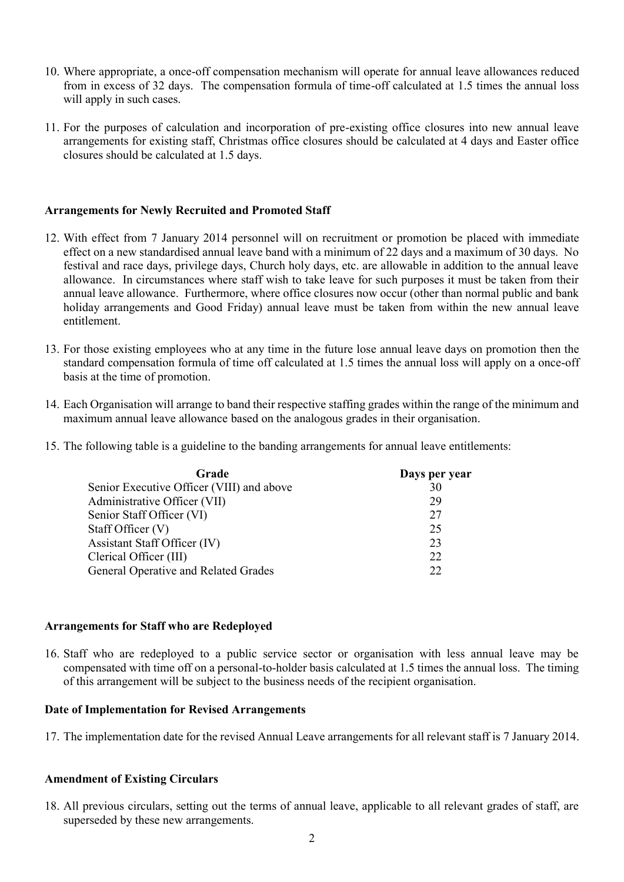10. Where appropriate, a once-off compensation mechanism will operate for annual leave allowances reduced from in excess of 32 days. The compensation formula of time-off calculated at 1.5 times the annual loss will apply in such cases.

11. For the purposes of calculation and incorporation of pre-existing office closures into new annual leave arrangements for existing staff, Christmas office closures should be calculated at 4 days and Easter office closures should be calculated at 1.5 days.

**Arrangements for Newly Recruited and Promoted Staff**

12. With effect from 7 January 2014 personnel will on recruitment or promotion be placed with immediate effect on a new standardised annual leave band with a minimum of 22 days and a maximum of 30 days. No festival and race days, privilege days, Church holy days, etc. are allowable in addition to the annual leave allowance. In circumstances where staff wish to take leave for such purposes it must be taken from their annual leave allowance. Furthermore, where office closures now occur (other than normal public and bank holiday arrangements and Good Friday) annual leave must be taken from within the new annual leave entitlement.

13. For those existing employees who at any time in the future lose annual leave days on promotion then the standard compensation formula of time off calculated at 1.5 times the annual loss will apply on a once-off basis at the time of promotion.

14. Each Organisation will arrange to band their respective staffing grades within the range of the minimum and maximum annual leave allowance based on the analogous grades in their organisation.

15. The following table is a guideline to the banding arrangements for annual leave entitlements:

| Grade | Days per year |
|---|---|
| Senior Executive Officer (VIII) and above | 30 |
| Administrative Officer (VII) | 29 |
| Senior Staff Officer (VI) | 27 |
| Staff Officer (V) | 25 |
| Assistant Staff Officer (IV) | 23 |
| Clerical Officer (III) | 22 |
| General Operative and Related Grades | 22 |

**Arrangements for Staff who are Redeployed**

16. Staff who are redeployed to a public service sector or organisation with less annual leave may be compensated with time off on a personal-to-holder basis calculated at 1.5 times the annual loss. The timing of this arrangement will be subject to the business needs of the recipient organisation.

**Date of Implementation for Revised Arrangements**

17. The implementation date for the revised Annual Leave arrangements for all relevant staff is 7 January 2014.

**Amendment of Existing Circulars**

18. All previous circulars, setting out the terms of annual leave, applicable to all relevant grades of staff, are superseded by these new arrangements.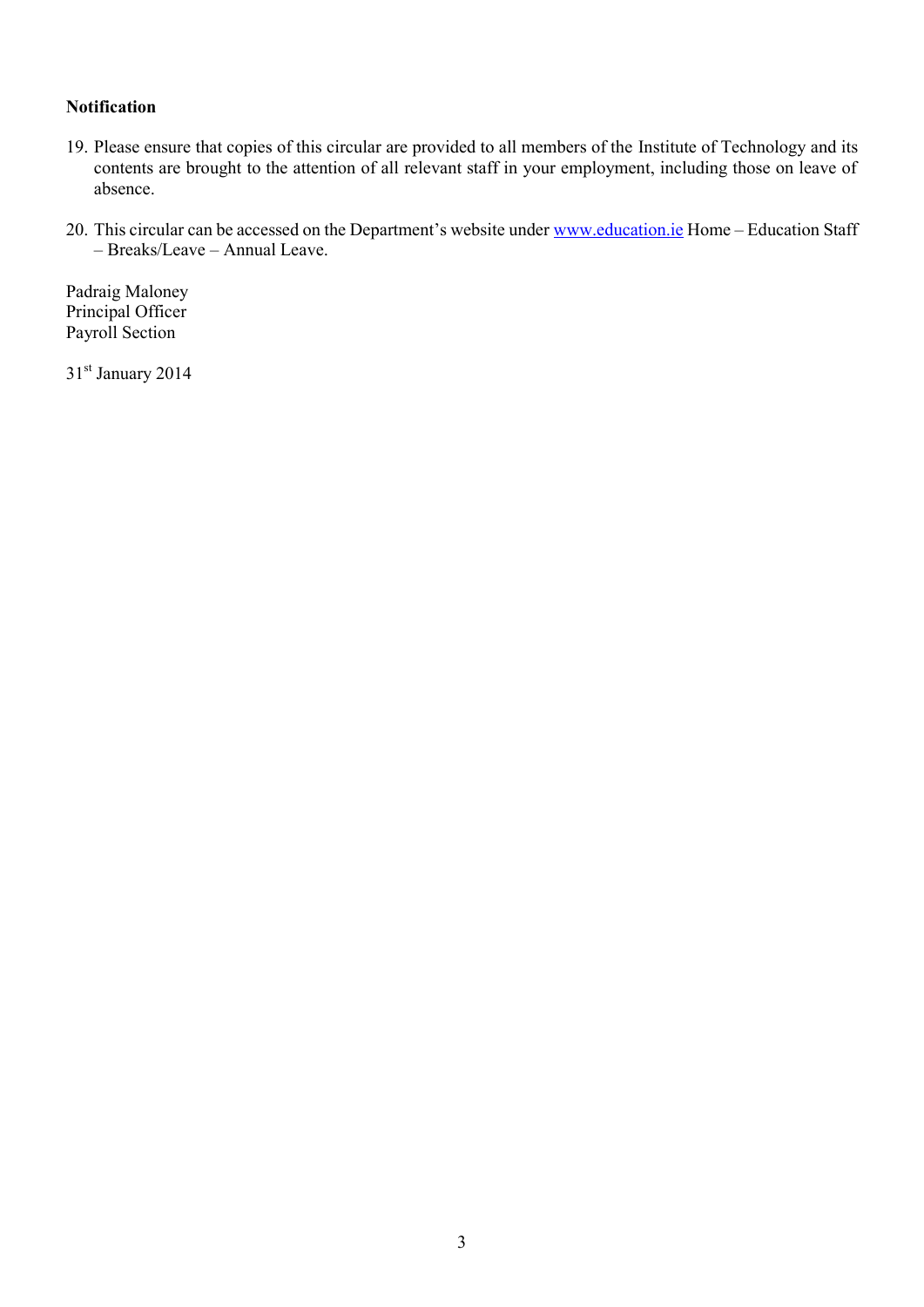**Notification**

19. Please ensure that copies of this circular are provided to all members of the Institute of Technology and its contents are brought to the attention of all relevant staff in your employment, including those on leave of absence.

20. This circular can be accessed on the Department's website under [www.education.ie](http://www.education.ie) Home – Education Staff – Breaks/Leave – Annual Leave.

Padraig Maloney
Principal Officer
Payroll Section

31st January 2014